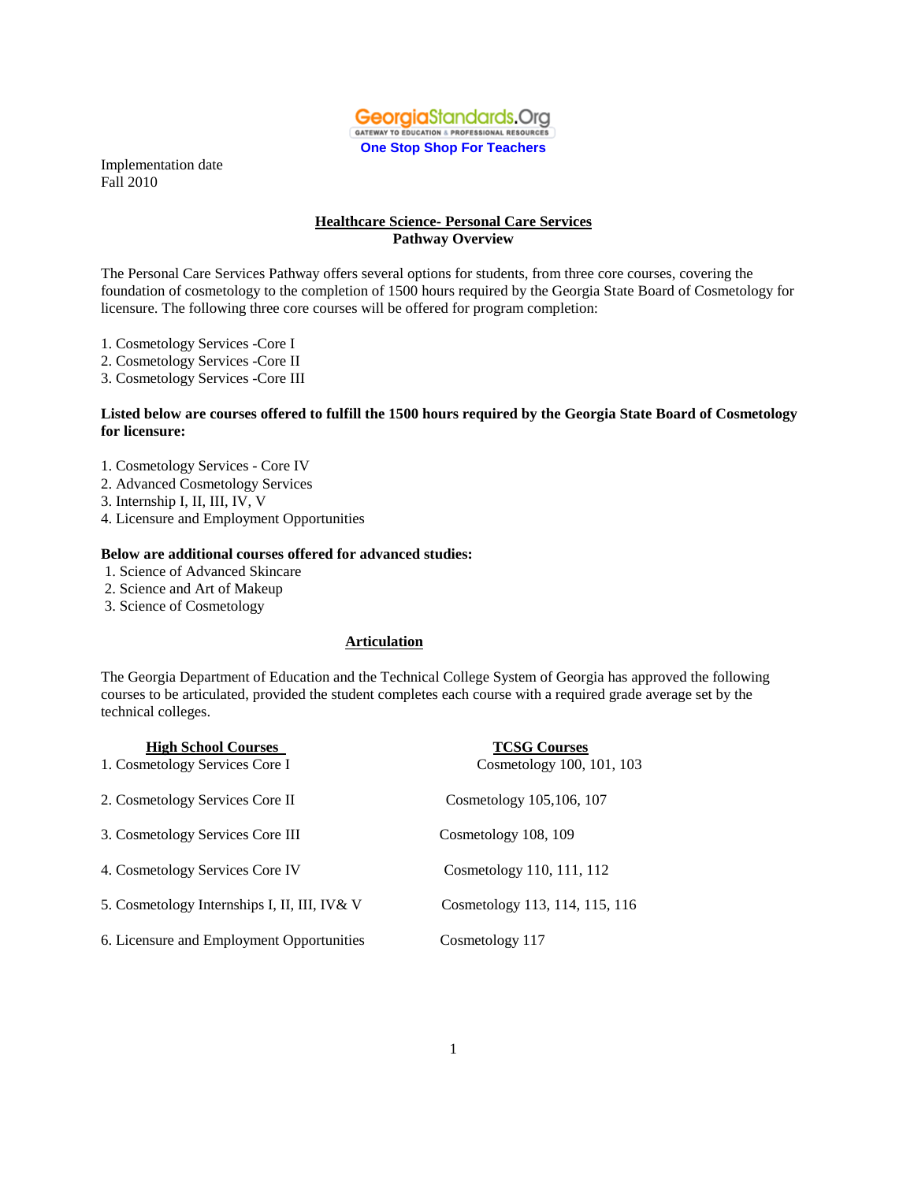GeorgiaStandards.Org
GATEWAY TO EDUCATION & PROFESSIONAL RESOURCES
**One Stop Shop For Teachers**

Implementation date
Fall 2010

## Healthcare Science- Personal Care Services
### Pathway Overview

The Personal Care Services Pathway offers several options for students, from three core courses, covering the foundation of cosmetology to the completion of 1500 hours required by the Georgia State Board of Cosmetology for licensure. The following three core courses will be offered for program completion:

1. Cosmetology Services -Core I
2. Cosmetology Services -Core II
3. Cosmetology Services -Core III

**Listed below are courses offered to fulfill the 1500 hours required by the Georgia State Board of Cosmetology for licensure:**

1. Cosmetology Services - Core IV
2. Advanced Cosmetology Services
3. Internship I, II, III, IV, V
4. Licensure and Employment Opportunities

**Below are additional courses offered for advanced studies:**

1. Science of Advanced Skincare
2. Science and Art of Makeup
3. Science of Cosmetology

### Articulation

The Georgia Department of Education and the Technical College System of Georgia has approved the following courses to be articulated, provided the student completes each course with a required grade average set by the technical colleges.

| High School Courses | TCSG Courses |
|---|---|
| 1. Cosmetology Services Core I | Cosmetology 100, 101, 103 |
| 2. Cosmetology Services Core II | Cosmetology 105,106, 107 |
| 3. Cosmetology Services Core III | Cosmetology 108, 109 |
| 4. Cosmetology Services Core IV | Cosmetology 110, 111, 112 |
| 5. Cosmetology Internships I, II, III, IV& V | Cosmetology 113, 114, 115, 116 |
| 6. Licensure and Employment Opportunities | Cosmetology 117 |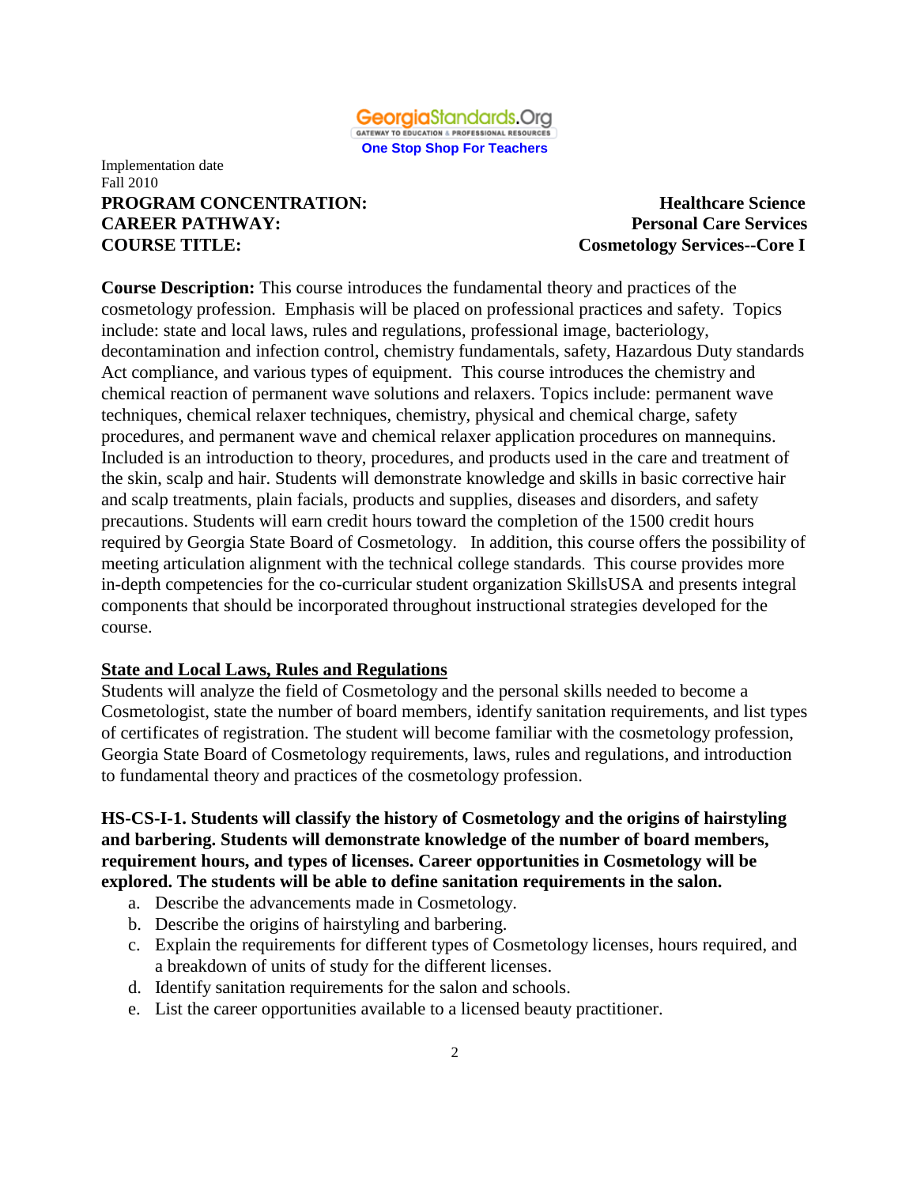Implementation date
Fall 2010

**PROGRAM CONCENTRATION:** **Healthcare Science**
**CAREER PATHWAY:** **Personal Care Services**
**COURSE TITLE:** **Cosmetology Services--Core I**

**Course Description:** This course introduces the fundamental theory and practices of the cosmetology profession. Emphasis will be placed on professional practices and safety. Topics include: state and local laws, rules and regulations, professional image, bacteriology, decontamination and infection control, chemistry fundamentals, safety, Hazardous Duty standards Act compliance, and various types of equipment. This course introduces the chemistry and chemical reaction of permanent wave solutions and relaxers. Topics include: permanent wave techniques, chemical relaxer techniques, chemistry, physical and chemical charge, safety procedures, and permanent wave and chemical relaxer application procedures on mannequins. Included is an introduction to theory, procedures, and products used in the care and treatment of the skin, scalp and hair. Students will demonstrate knowledge and skills in basic corrective hair and scalp treatments, plain facials, products and supplies, diseases and disorders, and safety precautions. Students will earn credit hours toward the completion of the 1500 credit hours required by Georgia State Board of Cosmetology. In addition, this course offers the possibility of meeting articulation alignment with the technical college standards. This course provides more in-depth competencies for the co-curricular student organization SkillsUSA and presents integral components that should be incorporated throughout instructional strategies developed for the course.

## State and Local Laws, Rules and Regulations

Students will analyze the field of Cosmetology and the personal skills needed to become a Cosmetologist, state the number of board members, identify sanitation requirements, and list types of certificates of registration. The student will become familiar with the cosmetology profession, Georgia State Board of Cosmetology requirements, laws, rules and regulations, and introduction to fundamental theory and practices of the cosmetology profession.

**HS-CS-I-1. Students will classify the history of Cosmetology and the origins of hairstyling and barbering. Students will demonstrate knowledge of the number of board members, requirement hours, and types of licenses. Career opportunities in Cosmetology will be explored. The students will be able to define sanitation requirements in the salon.**

a. Describe the advancements made in Cosmetology.
b. Describe the origins of hairstyling and barbering.
c. Explain the requirements for different types of Cosmetology licenses, hours required, and a breakdown of units of study for the different licenses.
d. Identify sanitation requirements for the salon and schools.
e. List the career opportunities available to a licensed beauty practitioner.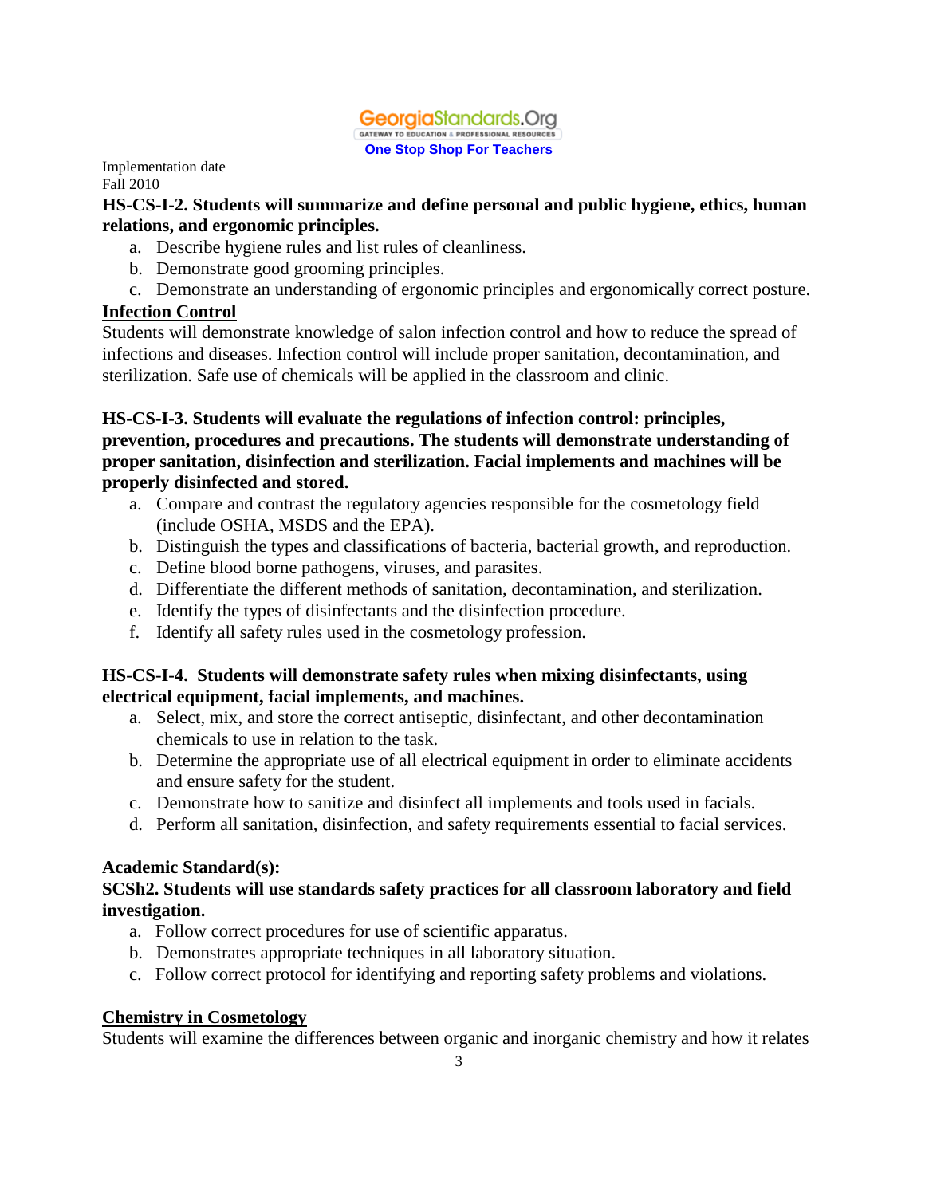Implementation date
Fall 2010

**HS-CS-I-2. Students will summarize and define personal and public hygiene, ethics, human relations, and ergonomic principles.**

a. Describe hygiene rules and list rules of cleanliness.
b. Demonstrate good grooming principles.
c. Demonstrate an understanding of ergonomic principles and ergonomically correct posture.

## Infection Control

Students will demonstrate knowledge of salon infection control and how to reduce the spread of infections and diseases. Infection control will include proper sanitation, decontamination, and sterilization. Safe use of chemicals will be applied in the classroom and clinic.

**HS-CS-I-3. Students will evaluate the regulations of infection control: principles, prevention, procedures and precautions. The students will demonstrate understanding of proper sanitation, disinfection and sterilization. Facial implements and machines will be properly disinfected and stored.**

a. Compare and contrast the regulatory agencies responsible for the cosmetology field (include OSHA, MSDS and the EPA).
b. Distinguish the types and classifications of bacteria, bacterial growth, and reproduction.
c. Define blood borne pathogens, viruses, and parasites.
d. Differentiate the different methods of sanitation, decontamination, and sterilization.
e. Identify the types of disinfectants and the disinfection procedure.
f. Identify all safety rules used in the cosmetology profession.

**HS-CS-I-4. Students will demonstrate safety rules when mixing disinfectants, using electrical equipment, facial implements, and machines.**

a. Select, mix, and store the correct antiseptic, disinfectant, and other decontamination chemicals to use in relation to the task.
b. Determine the appropriate use of all electrical equipment in order to eliminate accidents and ensure safety for the student.
c. Demonstrate how to sanitize and disinfect all implements and tools used in facials.
d. Perform all sanitation, disinfection, and safety requirements essential to facial services.

**Academic Standard(s):**

**SCSh2. Students will use standards safety practices for all classroom laboratory and field investigation.**

a. Follow correct procedures for use of scientific apparatus.
b. Demonstrates appropriate techniques in all laboratory situation.
c. Follow correct protocol for identifying and reporting safety problems and violations.

## Chemistry in Cosmetology

Students will examine the differences between organic and inorganic chemistry and how it relates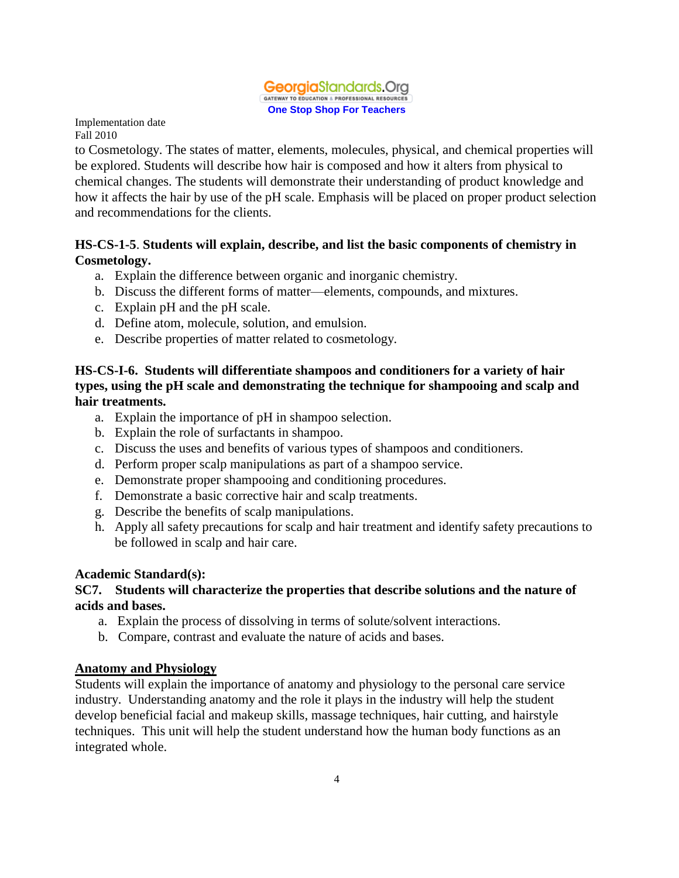to Cosmetology. The states of matter, elements, molecules, physical, and chemical properties will be explored. Students will describe how hair is composed and how it alters from physical to chemical changes. The students will demonstrate their understanding of product knowledge and how it affects the hair by use of the pH scale. Emphasis will be placed on proper product selection and recommendations for the clients.

**HS-CS-1-5**. **Students will explain, describe, and list the basic components of chemistry in Cosmetology.**

a. Explain the difference between organic and inorganic chemistry.
b. Discuss the different forms of matter—elements, compounds, and mixtures.
c. Explain pH and the pH scale.
d. Define atom, molecule, solution, and emulsion.
e. Describe properties of matter related to cosmetology.

**HS-CS-I-6. Students will differentiate shampoos and conditioners for a variety of hair types, using the pH scale and demonstrating the technique for shampooing and scalp and hair treatments.**

a. Explain the importance of pH in shampoo selection.
b. Explain the role of surfactants in shampoo.
c. Discuss the uses and benefits of various types of shampoos and conditioners.
d. Perform proper scalp manipulations as part of a shampoo service.
e. Demonstrate proper shampooing and conditioning procedures.
f. Demonstrate a basic corrective hair and scalp treatments.
g. Describe the benefits of scalp manipulations.
h. Apply all safety precautions for scalp and hair treatment and identify safety precautions to be followed in scalp and hair care.

**Academic Standard(s):**

**SC7. Students will characterize the properties that describe solutions and the nature of acids and bases.**

a. Explain the process of dissolving in terms of solute/solvent interactions.
b. Compare, contrast and evaluate the nature of acids and bases.

## Anatomy and Physiology

Students will explain the importance of anatomy and physiology to the personal care service industry. Understanding anatomy and the role it plays in the industry will help the student develop beneficial facial and makeup skills, massage techniques, hair cutting, and hairstyle techniques. This unit will help the student understand how the human body functions as an integrated whole.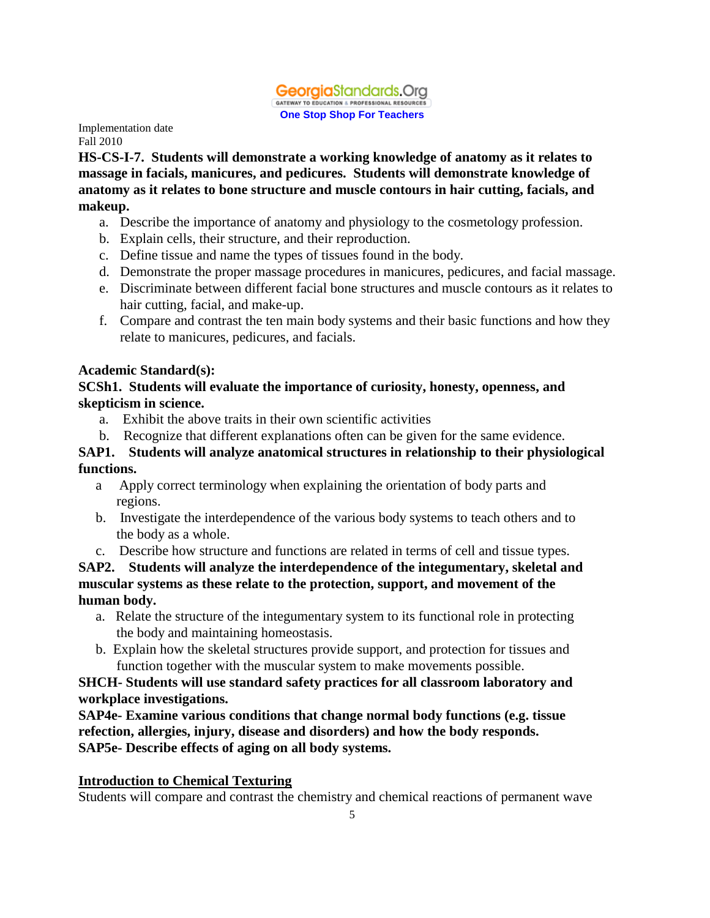Implementation date
Fall 2010

**HS-CS-I-7. Students will demonstrate a working knowledge of anatomy as it relates to massage in facials, manicures, and pedicures. Students will demonstrate knowledge of anatomy as it relates to bone structure and muscle contours in hair cutting, facials, and makeup.**

a. Describe the importance of anatomy and physiology to the cosmetology profession.
b. Explain cells, their structure, and their reproduction.
c. Define tissue and name the types of tissues found in the body.
d. Demonstrate the proper massage procedures in manicures, pedicures, and facial massage.
e. Discriminate between different facial bone structures and muscle contours as it relates to hair cutting, facial, and make-up.
f. Compare and contrast the ten main body systems and their basic functions and how they relate to manicures, pedicures, and facials.

**Academic Standard(s):**

**SCSh1. Students will evaluate the importance of curiosity, honesty, openness, and skepticism in science.**

a. Exhibit the above traits in their own scientific activities
b. Recognize that different explanations often can be given for the same evidence.

**SAP1. Students will analyze anatomical structures in relationship to their physiological functions.**

a Apply correct terminology when explaining the orientation of body parts and regions.
b. Investigate the interdependence of the various body systems to teach others and to the body as a whole.
c. Describe how structure and functions are related in terms of cell and tissue types.

**SAP2. Students will analyze the interdependence of the integumentary, skeletal and muscular systems as these relate to the protection, support, and movement of the human body.**

a. Relate the structure of the integumentary system to its functional role in protecting the body and maintaining homeostasis.
b. Explain how the skeletal structures provide support, and protection for tissues and function together with the muscular system to make movements possible.

**SHCH- Students will use standard safety practices for all classroom laboratory and workplace investigations.**

**SAP4e- Examine various conditions that change normal body functions (e.g. tissue refection, allergies, injury, disease and disorders) and how the body responds.**

**SAP5e- Describe effects of aging on all body systems.**

**<u>Introduction to Chemical Texturing</u>**

Students will compare and contrast the chemistry and chemical reactions of permanent wave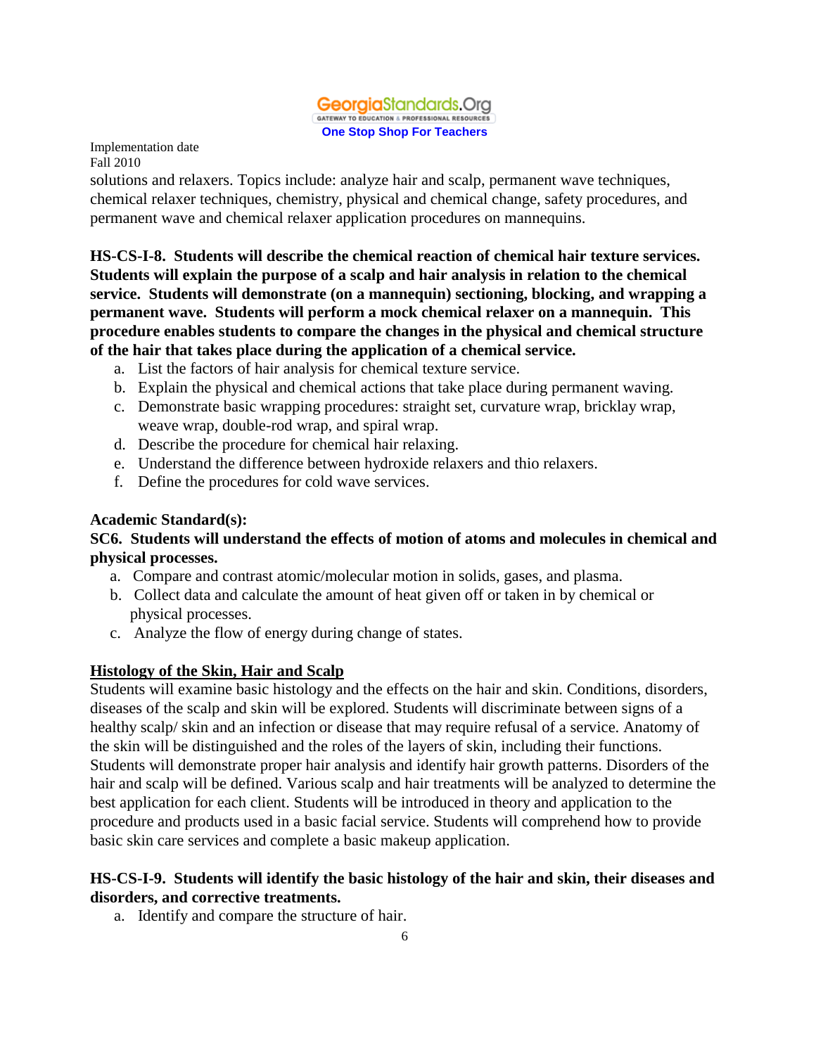Implementation date
Fall 2010

solutions and relaxers. Topics include: analyze hair and scalp, permanent wave techniques, chemical relaxer techniques, chemistry, physical and chemical change, safety procedures, and permanent wave and chemical relaxer application procedures on mannequins.

**HS-CS-I-8. Students will describe the chemical reaction of chemical hair texture services. Students will explain the purpose of a scalp and hair analysis in relation to the chemical service. Students will demonstrate (on a mannequin) sectioning, blocking, and wrapping a permanent wave. Students will perform a mock chemical relaxer on a mannequin. This procedure enables students to compare the changes in the physical and chemical structure of the hair that takes place during the application of a chemical service.**

a. List the factors of hair analysis for chemical texture service.
b. Explain the physical and chemical actions that take place during permanent waving.
c. Demonstrate basic wrapping procedures: straight set, curvature wrap, bricklay wrap, weave wrap, double-rod wrap, and spiral wrap.
d. Describe the procedure for chemical hair relaxing.
e. Understand the difference between hydroxide relaxers and thio relaxers.
f. Define the procedures for cold wave services.

**Academic Standard(s):**

**SC6. Students will understand the effects of motion of atoms and molecules in chemical and physical processes.**

a. Compare and contrast atomic/molecular motion in solids, gases, and plasma.
b. Collect data and calculate the amount of heat given off or taken in by chemical or physical processes.
c. Analyze the flow of energy during change of states.

## Histology of the Skin, Hair and Scalp

Students will examine basic histology and the effects on the hair and skin. Conditions, disorders, diseases of the scalp and skin will be explored. Students will discriminate between signs of a healthy scalp/ skin and an infection or disease that may require refusal of a service. Anatomy of the skin will be distinguished and the roles of the layers of skin, including their functions. Students will demonstrate proper hair analysis and identify hair growth patterns. Disorders of the hair and scalp will be defined. Various scalp and hair treatments will be analyzed to determine the best application for each client. Students will be introduced in theory and application to the procedure and products used in a basic facial service. Students will comprehend how to provide basic skin care services and complete a basic makeup application.

**HS-CS-I-9. Students will identify the basic histology of the hair and skin, their diseases and disorders, and corrective treatments.**

a. Identify and compare the structure of hair.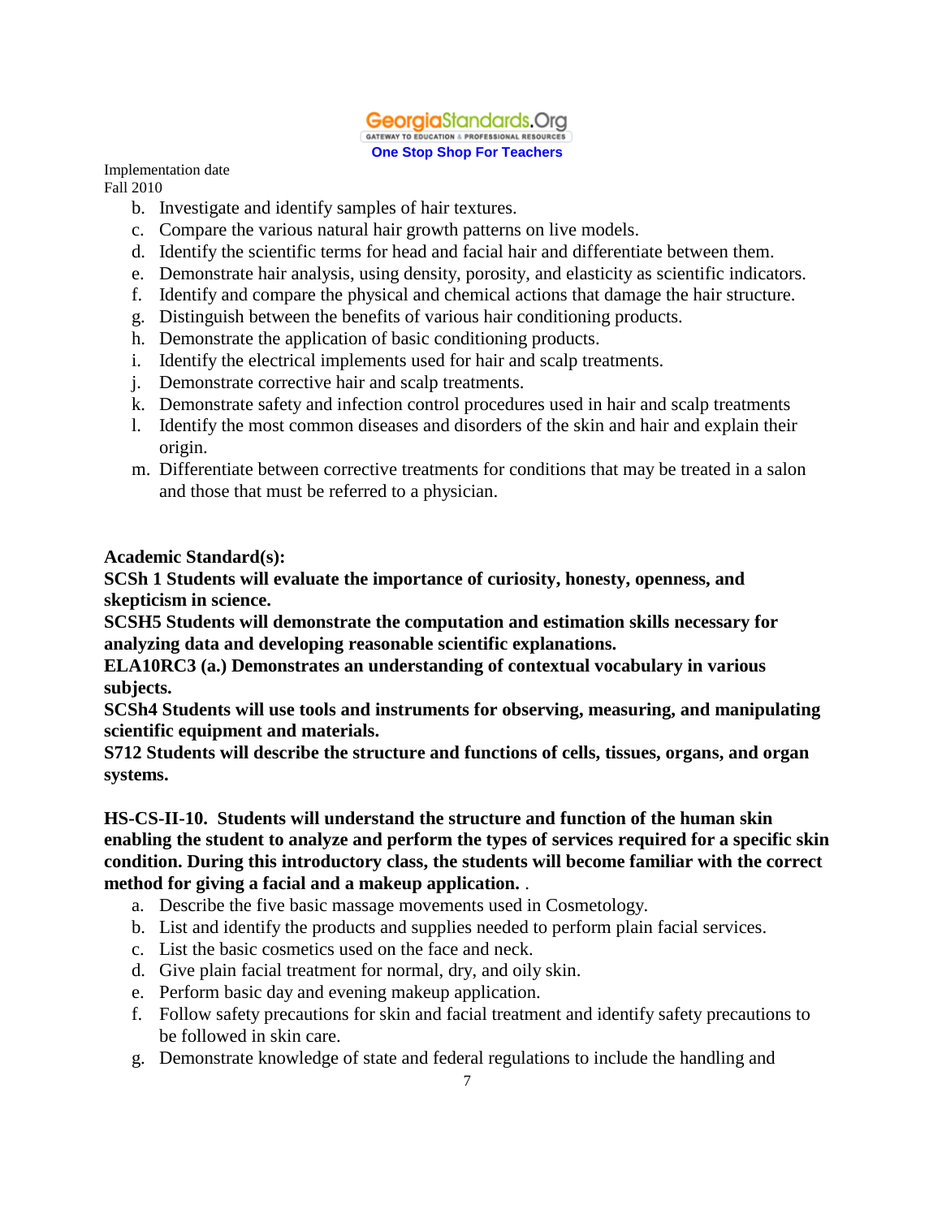Implementation date
Fall 2010

b. Investigate and identify samples of hair textures.
c. Compare the various natural hair growth patterns on live models.
d. Identify the scientific terms for head and facial hair and differentiate between them.
e. Demonstrate hair analysis, using density, porosity, and elasticity as scientific indicators.
f. Identify and compare the physical and chemical actions that damage the hair structure.
g. Distinguish between the benefits of various hair conditioning products.
h. Demonstrate the application of basic conditioning products.
i. Identify the electrical implements used for hair and scalp treatments.
j. Demonstrate corrective hair and scalp treatments.
k. Demonstrate safety and infection control procedures used in hair and scalp treatments
l. Identify the most common diseases and disorders of the skin and hair and explain their origin.
m. Differentiate between corrective treatments for conditions that may be treated in a salon and those that must be referred to a physician.

**Academic Standard(s):**
**SCSh 1 Students will evaluate the importance of curiosity, honesty, openness, and skepticism in science.**
**SCSH5 Students will demonstrate the computation and estimation skills necessary for analyzing data and developing reasonable scientific explanations.**
**ELA10RC3 (a.) Demonstrates an understanding of contextual vocabulary in various subjects.**
**SCSh4 Students will use tools and instruments for observing, measuring, and manipulating scientific equipment and materials.**
**S712 Students will describe the structure and functions of cells, tissues, organs, and organ systems.**

**HS-CS-II-10. Students will understand the structure and function of the human skin enabling the student to analyze and perform the types of services required for a specific skin condition. During this introductory class, the students will become familiar with the correct method for giving a facial and a makeup application.** .

a. Describe the five basic massage movements used in Cosmetology.
b. List and identify the products and supplies needed to perform plain facial services.
c. List the basic cosmetics used on the face and neck.
d. Give plain facial treatment for normal, dry, and oily skin.
e. Perform basic day and evening makeup application.
f. Follow safety precautions for skin and facial treatment and identify safety precautions to be followed in skin care.
g. Demonstrate knowledge of state and federal regulations to include the handling and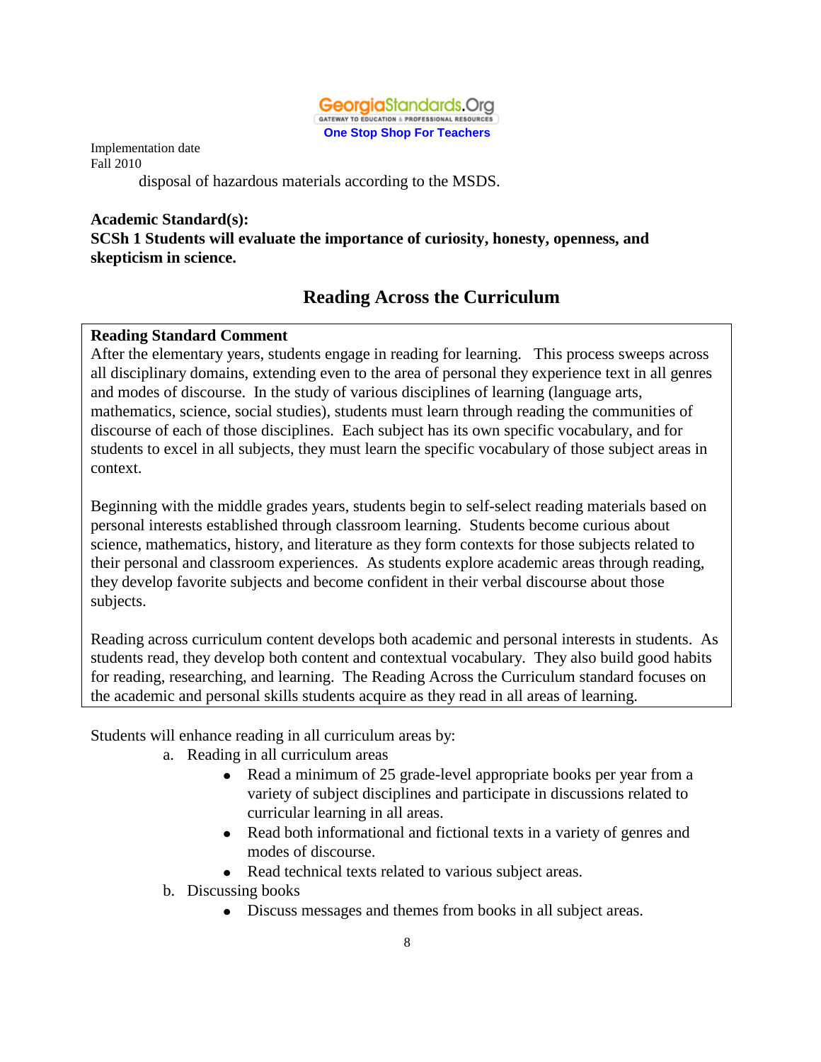Implementation date
Fall 2010

disposal of hazardous materials according to the MSDS.

**Academic Standard(s):**
**SCSh 1 Students will evaluate the importance of curiosity, honesty, openness, and skepticism in science.**

## Reading Across the Curriculum

**Reading Standard Comment**
After the elementary years, students engage in reading for learning. This process sweeps across all disciplinary domains, extending even to the area of personal they experience text in all genres and modes of discourse. In the study of various disciplines of learning (language arts, mathematics, science, social studies), students must learn through reading the communities of discourse of each of those disciplines. Each subject has its own specific vocabulary, and for students to excel in all subjects, they must learn the specific vocabulary of those subject areas in context.

Beginning with the middle grades years, students begin to self-select reading materials based on personal interests established through classroom learning. Students become curious about science, mathematics, history, and literature as they form contexts for those subjects related to their personal and classroom experiences. As students explore academic areas through reading, they develop favorite subjects and become confident in their verbal discourse about those subjects.

Reading across curriculum content develops both academic and personal interests in students. As students read, they develop both content and contextual vocabulary. They also build good habits for reading, researching, and learning. The Reading Across the Curriculum standard focuses on the academic and personal skills students acquire as they read in all areas of learning.

Students will enhance reading in all curriculum areas by:

a. Reading in all curriculum areas
   - Read a minimum of 25 grade-level appropriate books per year from a variety of subject disciplines and participate in discussions related to curricular learning in all areas.
   - Read both informational and fictional texts in a variety of genres and modes of discourse.
   - Read technical texts related to various subject areas.

b. Discussing books
   - Discuss messages and themes from books in all subject areas.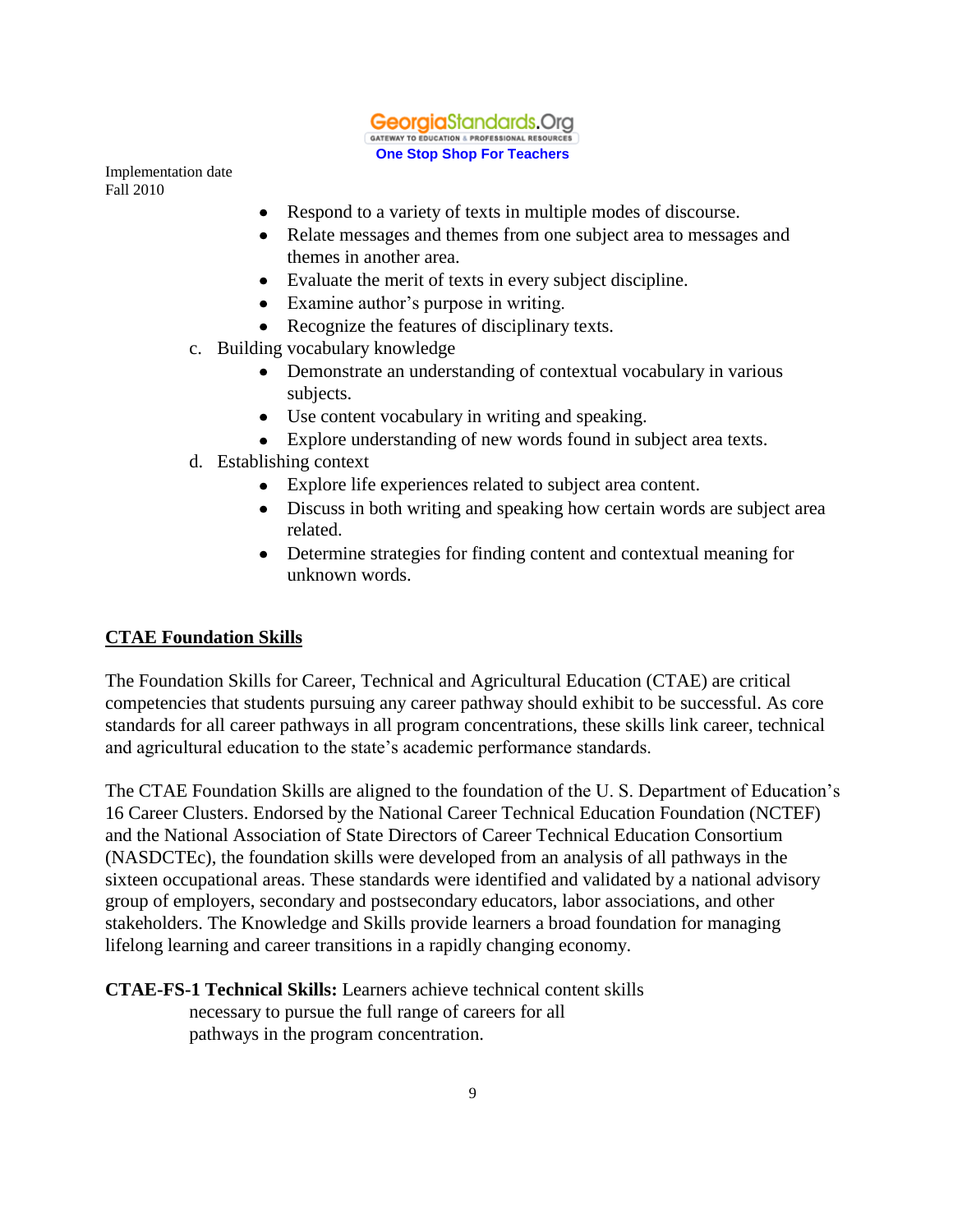Implementation date
Fall 2010

- Respond to a variety of texts in multiple modes of discourse.
- Relate messages and themes from one subject area to messages and themes in another area.
- Evaluate the merit of texts in every subject discipline.
- Examine author's purpose in writing.
- Recognize the features of disciplinary texts.

c. Building vocabulary knowledge
   - Demonstrate an understanding of contextual vocabulary in various subjects.
   - Use content vocabulary in writing and speaking.
   - Explore understanding of new words found in subject area texts.

d. Establishing context
   - Explore life experiences related to subject area content.
   - Discuss in both writing and speaking how certain words are subject area related.
   - Determine strategies for finding content and contextual meaning for unknown words.

## CTAE Foundation Skills

The Foundation Skills for Career, Technical and Agricultural Education (CTAE) are critical competencies that students pursuing any career pathway should exhibit to be successful. As core standards for all career pathways in all program concentrations, these skills link career, technical and agricultural education to the state's academic performance standards.

The CTAE Foundation Skills are aligned to the foundation of the U. S. Department of Education's 16 Career Clusters. Endorsed by the National Career Technical Education Foundation (NCTEF) and the National Association of State Directors of Career Technical Education Consortium (NASDCTEc), the foundation skills were developed from an analysis of all pathways in the sixteen occupational areas. These standards were identified and validated by a national advisory group of employers, secondary and postsecondary educators, labor associations, and other stakeholders. The Knowledge and Skills provide learners a broad foundation for managing lifelong learning and career transitions in a rapidly changing economy.

**CTAE-FS-1 Technical Skills:** Learners achieve technical content skills necessary to pursue the full range of careers for all pathways in the program concentration.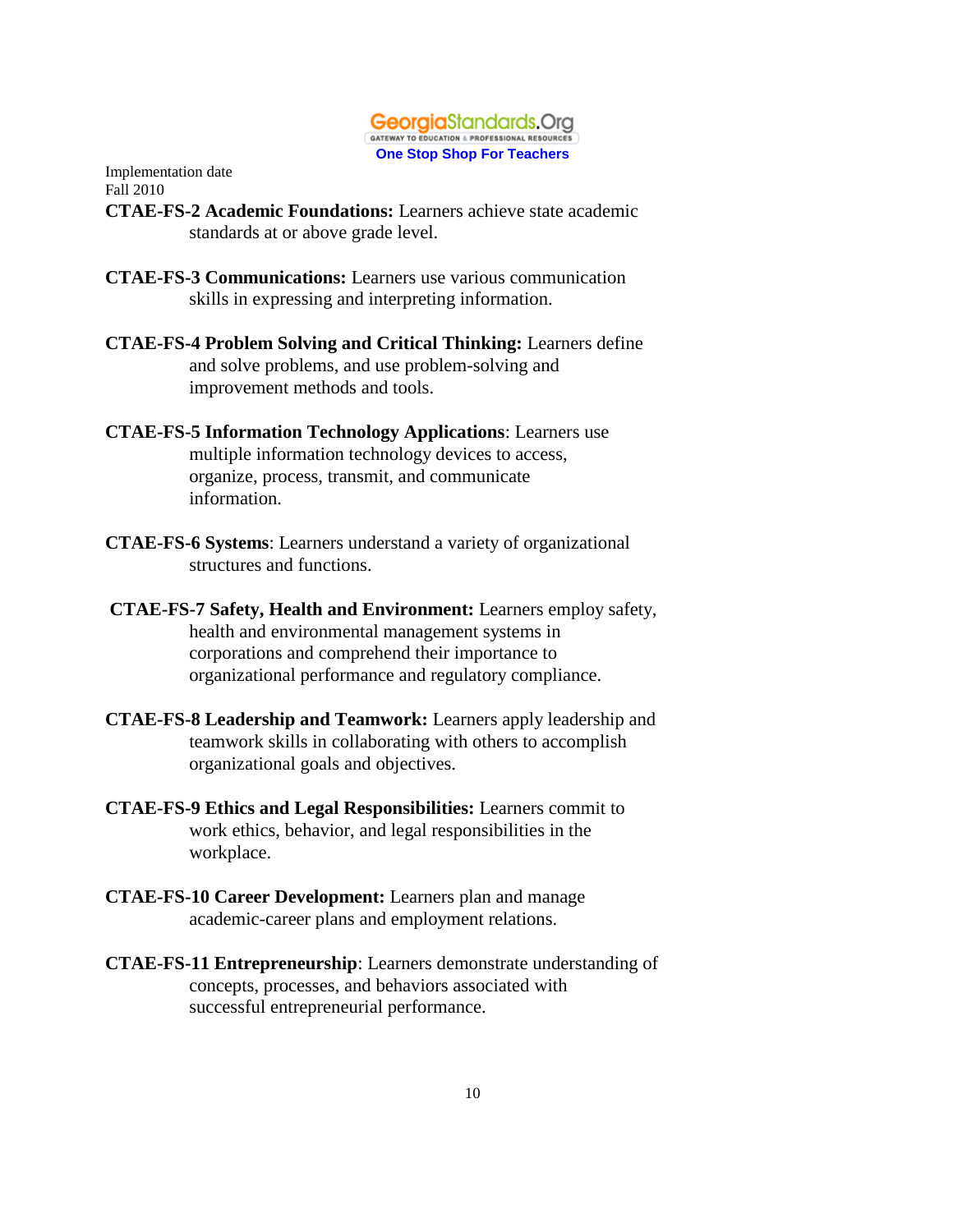Implementation date
Fall 2010

**CTAE-FS-2 Academic Foundations:** Learners achieve state academic standards at or above grade level.

**CTAE-FS-3 Communications:** Learners use various communication skills in expressing and interpreting information.

**CTAE-FS-4 Problem Solving and Critical Thinking:** Learners define and solve problems, and use problem-solving and improvement methods and tools.

**CTAE-FS-5 Information Technology Applications**: Learners use multiple information technology devices to access, organize, process, transmit, and communicate information.

**CTAE-FS-6 Systems**: Learners understand a variety of organizational structures and functions.

**CTAE-FS-7 Safety, Health and Environment:** Learners employ safety, health and environmental management systems in corporations and comprehend their importance to organizational performance and regulatory compliance.

**CTAE-FS-8 Leadership and Teamwork:** Learners apply leadership and teamwork skills in collaborating with others to accomplish organizational goals and objectives.

**CTAE-FS-9 Ethics and Legal Responsibilities:** Learners commit to work ethics, behavior, and legal responsibilities in the workplace.

**CTAE-FS-10 Career Development:** Learners plan and manage academic-career plans and employment relations.

**CTAE-FS-11 Entrepreneurship**: Learners demonstrate understanding of concepts, processes, and behaviors associated with successful entrepreneurial performance.